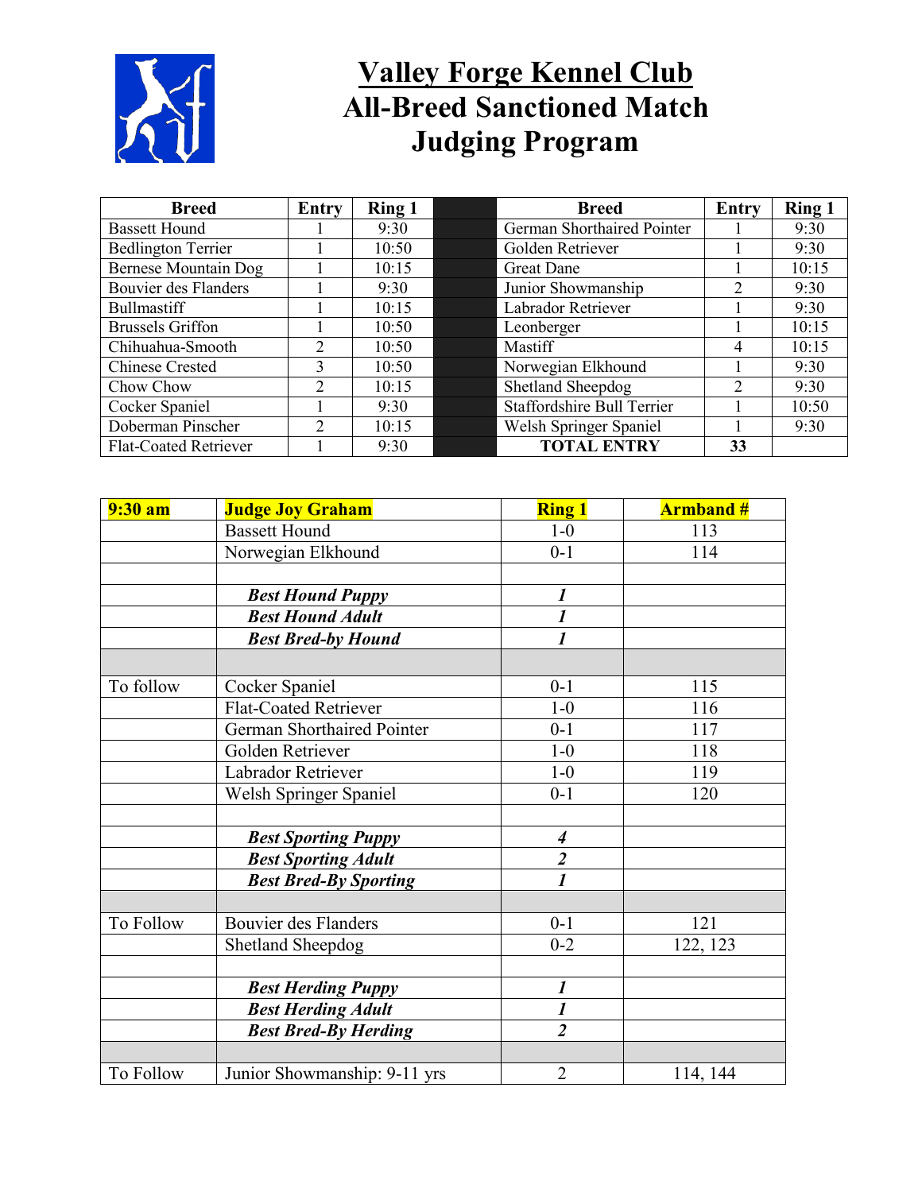# Valley Forge Kennel Club
## All-Breed Sanctioned Match
## Judging Program

| Breed | Entry | Ring 1 | | Breed | Entry | Ring 1 |
|---|---|---|---|---|---|---|
| Bassett Hound | 1 | 9:30 | | German Shorthaired Pointer | 1 | 9:30 |
| Bedlington Terrier | 1 | 10:50 | | Golden Retriever | 1 | 9:30 |
| Bernese Mountain Dog | 1 | 10:15 | | Great Dane | 1 | 10:15 |
| Bouvier des Flanders | 1 | 9:30 | | Junior Showmanship | 2 | 9:30 |
| Bullmastiff | 1 | 10:15 | | Labrador Retriever | 1 | 9:30 |
| Brussels Griffon | 1 | 10:50 | | Leonberger | 1 | 10:15 |
| Chihuahua-Smooth | 2 | 10:50 | | Mastiff | 4 | 10:15 |
| Chinese Crested | 3 | 10:50 | | Norwegian Elkhound | 1 | 9:30 |
| Chow Chow | 2 | 10:15 | | Shetland Sheepdog | 2 | 9:30 |
| Cocker Spaniel | 1 | 9:30 | | Staffordshire Bull Terrier | 1 | 10:50 |
| Doberman Pinscher | 2 | 10:15 | | Welsh Springer Spaniel | 1 | 9:30 |
| Flat-Coated Retriever | 1 | 9:30 | | **TOTAL ENTRY** | **33** | |

| **9:30 am** | **Judge Joy Graham** | **Ring 1** | **Armband #** |
|---|---|---|---|
| | Bassett Hound | 1-0 | 113 |
| | Norwegian Elkhound | 0-1 | 114 |
| | | | |
| | ***Best Hound Puppy*** | ***1*** | |
| | ***Best Hound Adult*** | ***1*** | |
| | ***Best Bred-by Hound*** | ***1*** | |
| | | | |
| To follow | Cocker Spaniel | 0-1 | 115 |
| | Flat-Coated Retriever | 1-0 | 116 |
| | German Shorthaired Pointer | 0-1 | 117 |
| | Golden Retriever | 1-0 | 118 |
| | Labrador Retriever | 1-0 | 119 |
| | Welsh Springer Spaniel | 0-1 | 120 |
| | | | |
| | ***Best Sporting Puppy*** | ***4*** | |
| | ***Best Sporting Adult*** | ***2*** | |
| | ***Best Bred-By Sporting*** | ***1*** | |
| | | | |
| To Follow | Bouvier des Flanders | 0-1 | 121 |
| | Shetland Sheepdog | 0-2 | 122, 123 |
| | | | |
| | ***Best Herding Puppy*** | ***1*** | |
| | ***Best Herding Adult*** | ***1*** | |
| | ***Best Bred-By Herding*** | ***2*** | |
| | | | |
| To Follow | Junior Showmanship: 9-11 yrs | 2 | 114, 144 |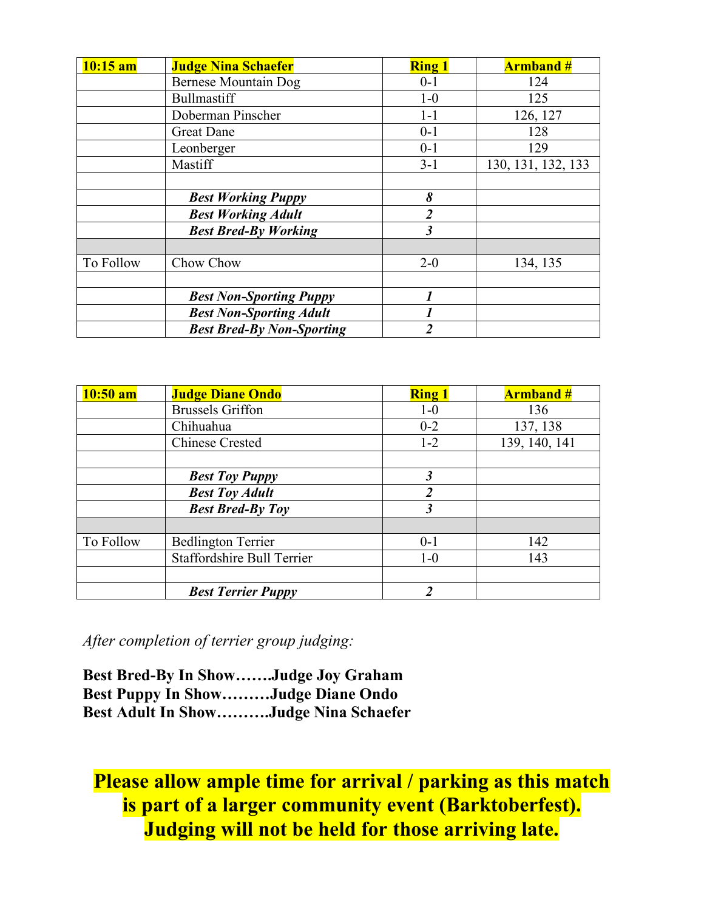| 10:15 am | Judge Nina Schaefer | Ring 1 | Armband # |
|---|---|---|---|
| | Bernese Mountain Dog | 0-1 | 124 |
| | Bullmastiff | 1-0 | 125 |
| | Doberman Pinscher | 1-1 | 126, 127 |
| | Great Dane | 0-1 | 128 |
| | Leonberger | 0-1 | 129 |
| | Mastiff | 3-1 | 130, 131, 132, 133 |
| | | | |
| | ***Best Working Puppy*** | ***8*** | |
| | ***Best Working Adult*** | ***2*** | |
| | ***Best Bred-By Working*** | ***3*** | |
| | | | |
| To Follow | Chow Chow | 2-0 | 134, 135 |
| | | | |
| | ***Best Non-Sporting Puppy*** | ***1*** | |
| | ***Best Non-Sporting Adult*** | ***1*** | |
| | ***Best Bred-By Non-Sporting*** | ***2*** | |

| 10:50 am | Judge Diane Ondo | Ring 1 | Armband # |
|---|---|---|---|
| | Brussels Griffon | 1-0 | 136 |
| | Chihuahua | 0-2 | 137, 138 |
| | Chinese Crested | 1-2 | 139, 140, 141 |
| | | | |
| | ***Best Toy Puppy*** | ***3*** | |
| | ***Best Toy Adult*** | ***2*** | |
| | ***Best Bred-By Toy*** | ***3*** | |
| | | | |
| To Follow | Bedlington Terrier | 0-1 | 142 |
| | Staffordshire Bull Terrier | 1-0 | 143 |
| | | | |
| | ***Best Terrier Puppy*** | ***2*** | |

*After completion of terrier group judging:*

**Best Bred-By In Show…….Judge Joy Graham**
**Best Puppy In Show………Judge Diane Ondo**
**Best Adult In Show……….Judge Nina Schaefer**

**Please allow ample time for arrival / parking as this match is part of a larger community event (Barktoberfest). Judging will not be held for those arriving late.**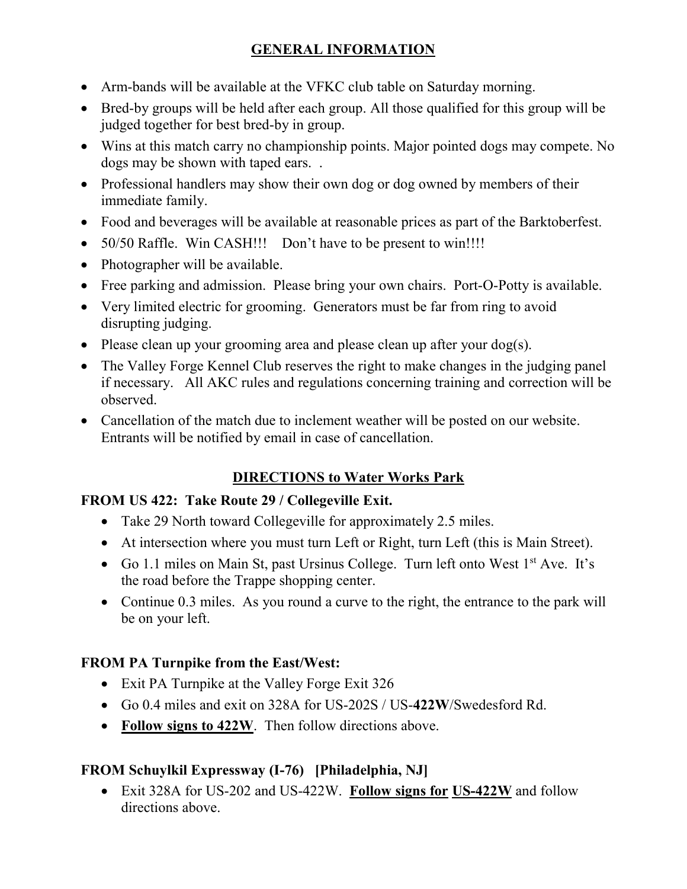## GENERAL INFORMATION

- Arm-bands will be available at the VFKC club table on Saturday morning.
- Bred-by groups will be held after each group. All those qualified for this group will be judged together for best bred-by in group.
- Wins at this match carry no championship points. Major pointed dogs may compete. No dogs may be shown with taped ears. .
- Professional handlers may show their own dog or dog owned by members of their immediate family.
- Food and beverages will be available at reasonable prices as part of the Barktoberfest.
- 50/50 Raffle. Win CASH!!! Don't have to be present to win!!!!
- Photographer will be available.
- Free parking and admission. Please bring your own chairs. Port-O-Potty is available.
- Very limited electric for grooming. Generators must be far from ring to avoid disrupting judging.
- Please clean up your grooming area and please clean up after your dog(s).
- The Valley Forge Kennel Club reserves the right to make changes in the judging panel if necessary. All AKC rules and regulations concerning training and correction will be observed.
- Cancellation of the match due to inclement weather will be posted on our website. Entrants will be notified by email in case of cancellation.

## DIRECTIONS to Water Works Park

**FROM US 422: Take Route 29 / Collegeville Exit.**

- Take 29 North toward Collegeville for approximately 2.5 miles.
- At intersection where you must turn Left or Right, turn Left (this is Main Street).
- Go 1.1 miles on Main St, past Ursinus College. Turn left onto West 1st Ave. It's the road before the Trappe shopping center.
- Continue 0.3 miles. As you round a curve to the right, the entrance to the park will be on your left.

**FROM PA Turnpike from the East/West:**

- Exit PA Turnpike at the Valley Forge Exit 326
- Go 0.4 miles and exit on 328A for US-202S / US-**422W**/Swedesford Rd.
- **Follow signs to 422W**. Then follow directions above.

**FROM Schuylkil Expressway (I-76) [Philadelphia, NJ]**

- Exit 328A for US-202 and US-422W. **Follow signs for US-422W** and follow directions above.